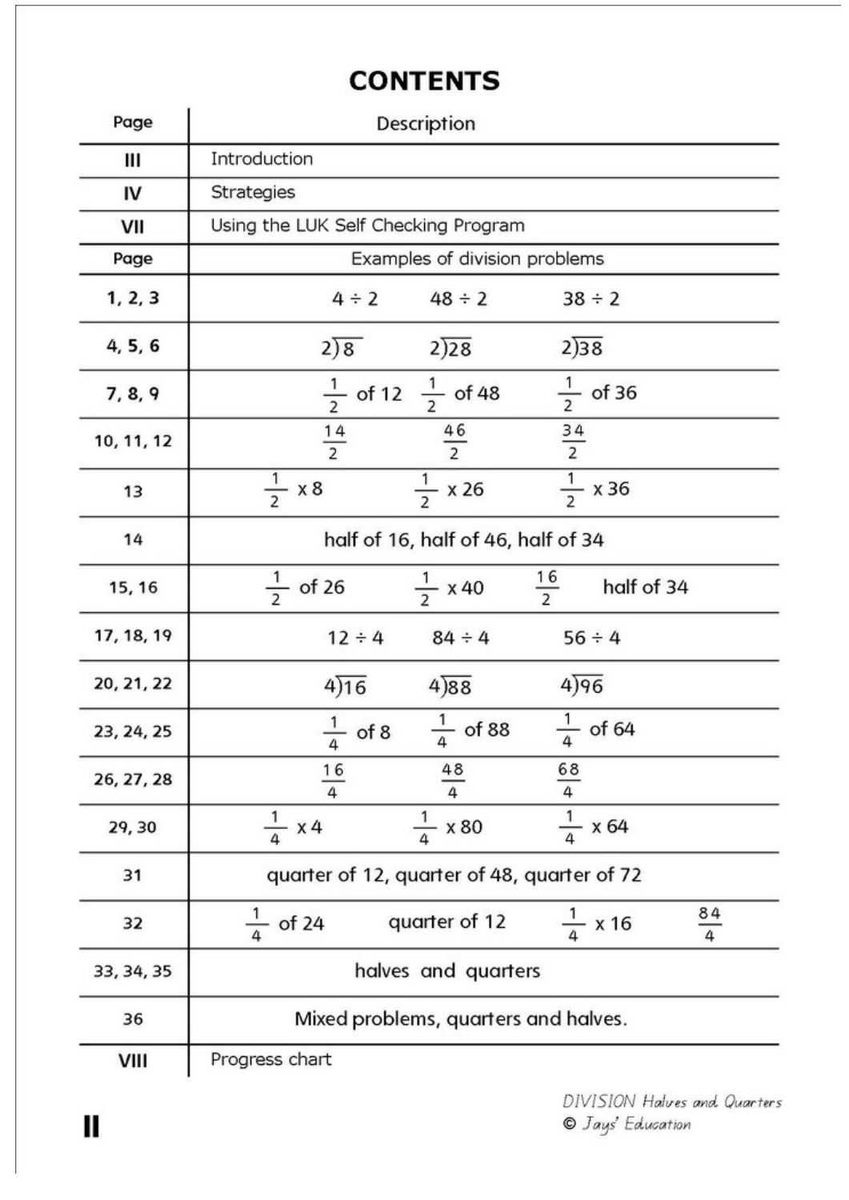# CONTENTS

| Page | Description |
|---|---|
| III | Introduction |
| IV | Strategies |
| VII | Using the LUK Self Checking Program |
| **Page** | **Examples of division problems** |
| 1, 2, 3 | $4 \div 2$ $\quad 48 \div 2$ $\quad 38 \div 2$ |
| 4, 5, 6 | $2\overline{)8}$ $\quad 2\overline{)28}$ $\quad 2\overline{)38}$ |
| 7, 8, 9 | $\frac{1}{2}$ of 12 $\quad \frac{1}{2}$ of 48 $\quad \frac{1}{2}$ of 36 |
| 10, 11, 12 | $\frac{14}{2}$ $\quad \frac{46}{2}$ $\quad \frac{34}{2}$ |
| 13 | $\frac{1}{2} \times 8$ $\quad \frac{1}{2} \times 26$ $\quad \frac{1}{2} \times 36$ |
| 14 | half of 16, half of 46, half of 34 |
| 15, 16 | $\frac{1}{2}$ of 26 $\quad \frac{1}{2} \times 40$ $\quad \frac{16}{2}$ $\quad$ half of 34 |
| 17, 18, 19 | $12 \div 4$ $\quad 84 \div 4$ $\quad 56 \div 4$ |
| 20, 21, 22 | $4\overline{)16}$ $\quad 4\overline{)88}$ $\quad 4\overline{)96}$ |
| 23, 24, 25 | $\frac{1}{4}$ of 8 $\quad \frac{1}{4}$ of 88 $\quad \frac{1}{4}$ of 64 |
| 26, 27, 28 | $\frac{16}{4}$ $\quad \frac{48}{4}$ $\quad \frac{68}{4}$ |
| 29, 30 | $\frac{1}{4} \times 4$ $\quad \frac{1}{4} \times 80$ $\quad \frac{1}{4} \times 64$ |
| 31 | quarter of 12, quarter of 48, quarter of 72 |
| 32 | $\frac{1}{4}$ of 24 $\quad$ quarter of 12 $\quad \frac{1}{4} \times 16$ $\quad \frac{84}{4}$ |
| 33, 34, 35 | halves and quarters |
| 36 | Mixed problems, quarters and halves. |
| VIII | Progress chart |

*DIVISION Halves and Quarters*
© *Jays' Education*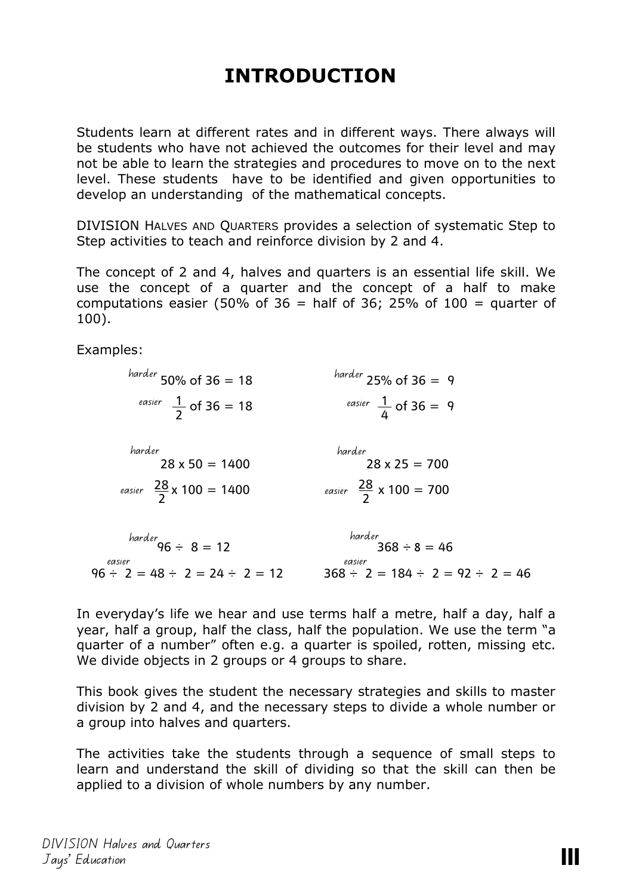# INTRODUCTION

Students learn at different rates and in different ways. There always will be students who have not achieved the outcomes for their level and may not be able to learn the strategies and procedures to move on to the next level. These students have to be identified and given opportunities to develop an understanding of the mathematical concepts.

DIVISION HALVES AND QUARTERS provides a selection of systematic Step to Step activities to teach and reinforce division by 2 and 4.

The concept of 2 and 4, halves and quarters is an essential life skill. We use the concept of a quarter and the concept of a half to make computations easier (50% of 36 = half of 36; 25% of 100 = quarter of 100).

Examples:

*harder* $50\% \text{ of } 36 = 18$

*easier* $\frac{1}{2} \text{ of } 36 = 18$

*harder* $25\% \text{ of } 36 = 9$

*easier* $\frac{1}{4} \text{ of } 36 = 9$

*harder* $28 \times 50 = 1400$

*easier* $\frac{28}{2} \times 100 = 1400$

*harder* $28 \times 25 = 700$

*easier* $\frac{28}{2} \times 100 = 700$

*harder* $96 \div 8 = 12$

*easier* $96 \div 2 = 48 \div 2 = 24 \div 2 = 12$

*harder* $368 \div 8 = 46$

*easier* $368 \div 2 = 184 \div 2 = 92 \div 2 = 46$

In everyday's life we hear and use terms half a metre, half a day, half a year, half a group, half the class, half the population. We use the term "a quarter of a number" often e.g. a quarter is spoiled, rotten, missing etc. We divide objects in 2 groups or 4 groups to share.

This book gives the student the necessary strategies and skills to master division by 2 and 4, and the necessary steps to divide a whole number or a group into halves and quarters.

The activities take the students through a sequence of small steps to learn and understand the skill of dividing so that the skill can then be applied to a division of whole numbers by any number.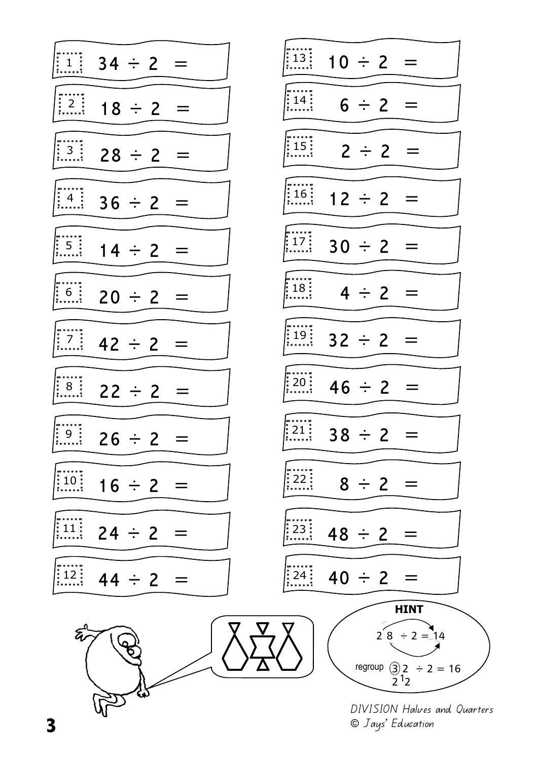1. $34 \div 2 =$
2. $18 \div 2 =$
3. $28 \div 2 =$
4. $36 \div 2 =$
5. $14 \div 2 =$
6. $20 \div 2 =$
7. $42 \div 2 =$
8. $22 \div 2 =$
9. $26 \div 2 =$
10. $16 \div 2 =$
11. $24 \div 2 =$
12. $44 \div 2 =$
13. $10 \div 2 =$
14. $6 \div 2 =$
15. $2 \div 2 =$
16. $12 \div 2 =$
17. $30 \div 2 =$
18. $4 \div 2 =$
19. $32 \div 2 =$
20. $46 \div 2 =$
21. $38 \div 2 =$
22. $8 \div 2 =$
23. $48 \div 2 =$
24. $40 \div 2 =$

**HINT**

$28 \div 2 = 14$

regroup $32 \div 2 = 16$

$2\ ^{1}2$

*DIVISION Halves and Quarters*
*© Jays' Education*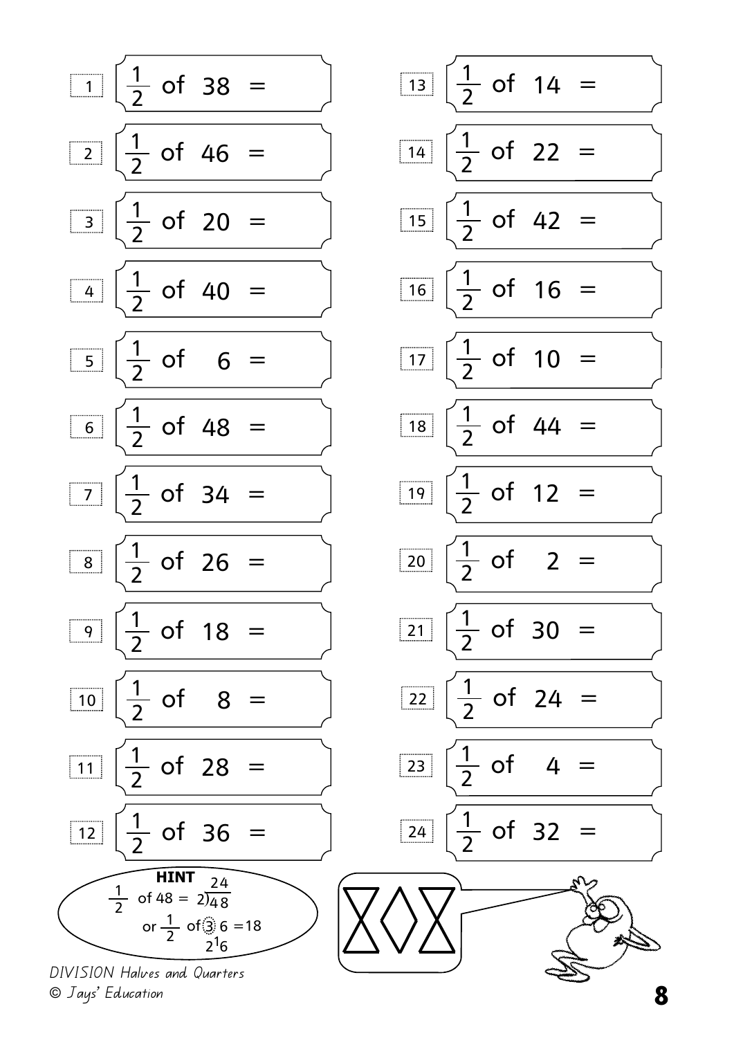1. $\frac{1}{2}$ of 38 =
2. $\frac{1}{2}$ of 46 =
3. $\frac{1}{2}$ of 20 =
4. $\frac{1}{2}$ of 40 =
5. $\frac{1}{2}$ of 6 =
6. $\frac{1}{2}$ of 48 =
7. $\frac{1}{2}$ of 34 =
8. $\frac{1}{2}$ of 26 =
9. $\frac{1}{2}$ of 18 =
10. $\frac{1}{2}$ of 8 =
11. $\frac{1}{2}$ of 28 =
12. $\frac{1}{2}$ of 36 =
13. $\frac{1}{2}$ of 14 =
14. $\frac{1}{2}$ of 22 =
15. $\frac{1}{2}$ of 42 =
16. $\frac{1}{2}$ of 16 =
17. $\frac{1}{2}$ of 10 =
18. $\frac{1}{2}$ of 44 =
19. $\frac{1}{2}$ of 12 =
20. $\frac{1}{2}$ of 2 =
21. $\frac{1}{2}$ of 30 =
22. $\frac{1}{2}$ of 24 =
23. $\frac{1}{2}$ of 4 =
24. $\frac{1}{2}$ of 32 =

**HINT**

$\frac{1}{2}$ of 48 = $2\overline{)48}$ = 24

or $\frac{1}{2}$ of 36 = 18 ($2\overline{)3^{1}6}$)

*DIVISION Halves and Quarters*

*© Jays' Education*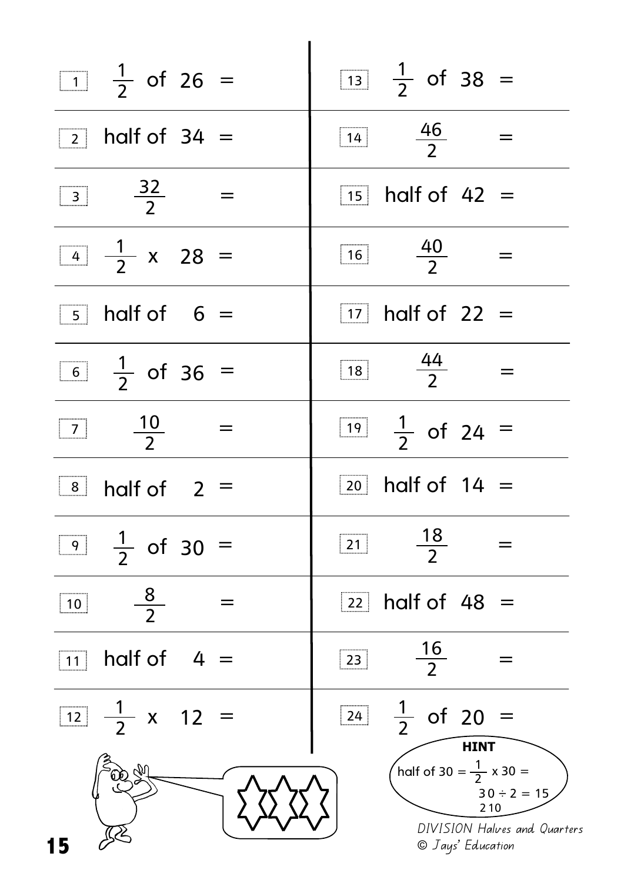1. $\frac{1}{2}$ of 26 =
2. half of 34 =
3. $\frac{32}{2}$ =
4. $\frac{1}{2}$ x 28 =
5. half of 6 =
6. $\frac{1}{2}$ of 36 =
7. $\frac{10}{2}$ =
8. half of 2 =
9. $\frac{1}{2}$ of 30 =
10. $\frac{8}{2}$ =
11. half of 4 =
12. $\frac{1}{2}$ x 12 =
13. $\frac{1}{2}$ of 38 =
14. $\frac{46}{2}$ =
15. half of 42 =
16. $\frac{40}{2}$ =
17. half of 22 =
18. $\frac{44}{2}$ =
19. $\frac{1}{2}$ of 24 =
20. half of 14 =
21. $\frac{18}{2}$ =
22. half of 48 =
23. $\frac{16}{2}$ =
24. $\frac{1}{2}$ of 20 =

**HINT**

half of 30 = $\frac{1}{2}$ x 30 =

30 ÷ 2 = 15

2 10

*DIVISION Halves and Quarters*

*© Jays' Education*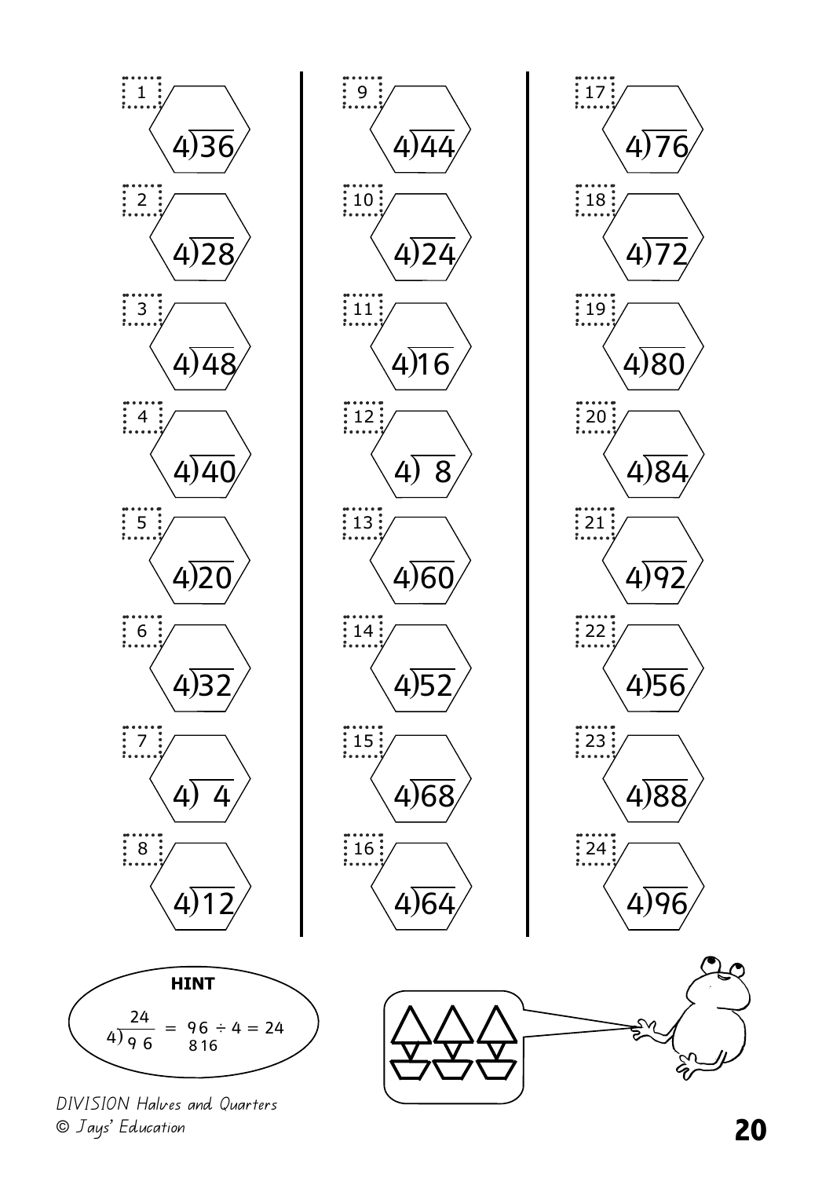1. $4\overline{)36}$
2. $4\overline{)28}$
3. $4\overline{)48}$
4. $4\overline{)40}$
5. $4\overline{)20}$
6. $4\overline{)32}$
7. $4\overline{)4}$
8. $4\overline{)12}$
9. $4\overline{)44}$
10. $4\overline{)24}$
11. $4\overline{)16}$
12. $4\overline{)8}$
13. $4\overline{)60}$
14. $4\overline{)52}$
15. $4\overline{)68}$
16. $4\overline{)64}$
17. $4\overline{)76}$
18. $4\overline{)72}$
19. $4\overline{)80}$
20. $4\overline{)84}$
21. $4\overline{)92}$
22. $4\overline{)56}$
23. $4\overline{)88}$
24. $4\overline{)96}$

**HINT**

$$\begin{array}{r} 24 \\ 4\overline{)9\,6} \end{array} = 96 \div 4 = 24$$

$8\ 16$

*DIVISION Halves and Quarters*
*© Jays' Education*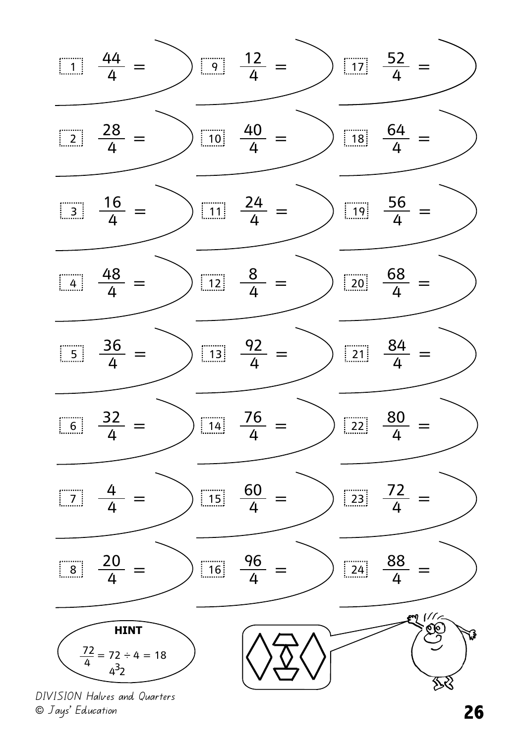1. $\frac{44}{4} =$
2. $\frac{28}{4} =$
3. $\frac{16}{4} =$
4. $\frac{48}{4} =$
5. $\frac{36}{4} =$
6. $\frac{32}{4} =$
7. $\frac{4}{4} =$
8. $\frac{20}{4} =$
9. $\frac{12}{4} =$
10. $\frac{40}{4} =$
11. $\frac{24}{4} =$
12. $\frac{8}{4} =$
13. $\frac{92}{4} =$
14. $\frac{76}{4} =$
15. $\frac{60}{4} =$
16. $\frac{96}{4} =$
17. $\frac{52}{4} =$
18. $\frac{64}{4} =$
19. $\frac{56}{4} =$
20. $\frac{68}{4} =$
21. $\frac{84}{4} =$
22. $\frac{80}{4} =$
23. $\frac{72}{4} =$
24. $\frac{88}{4} =$

**HINT**

$\frac{72}{4} = 72 \div 4 = 18$

$4\overline{)7^32}$

*DIVISION Halves and Quarters*
*© Jays' Education*